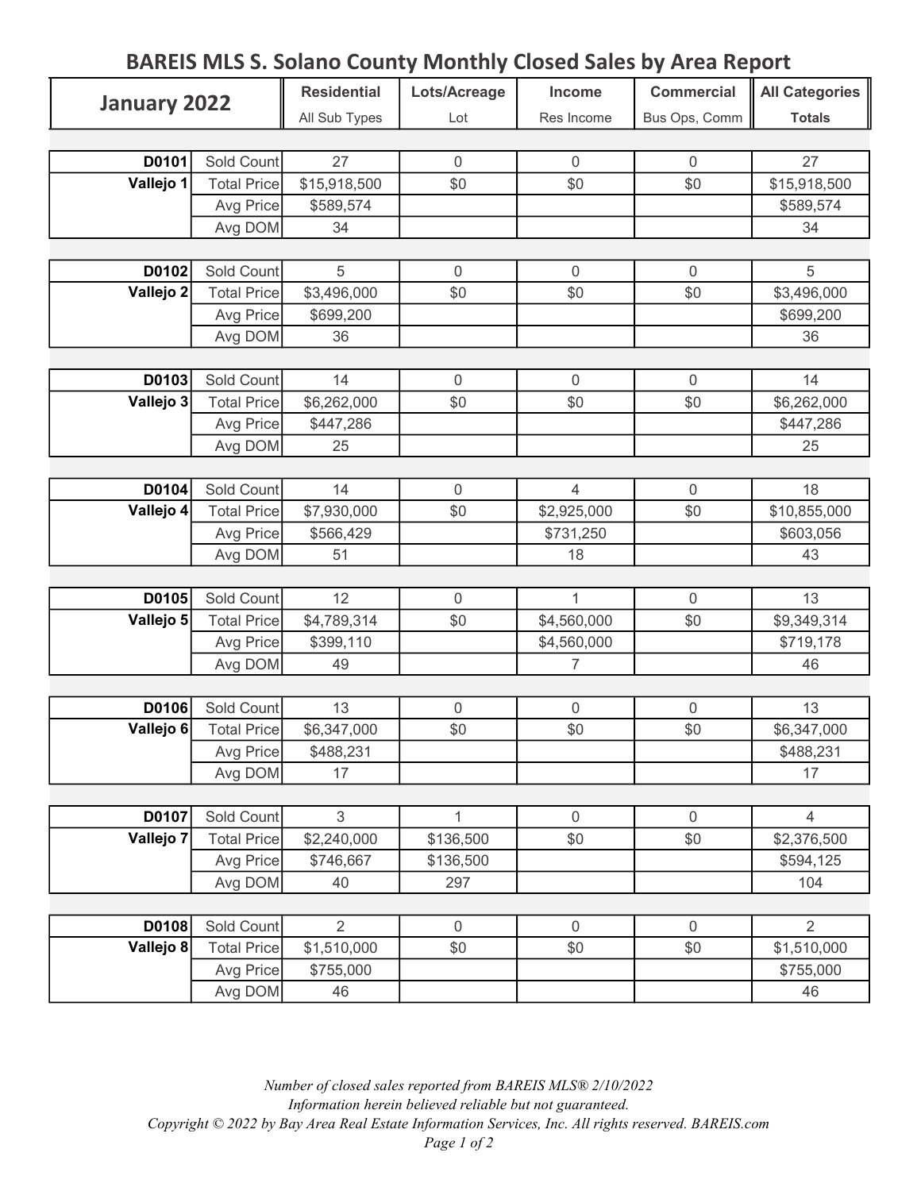# BAREIS MLS S. Solano County Monthly Closed Sales by Area Report

| January 2022 | | Residential<br>All Sub Types | Lots/Acreage<br>Lot | Income<br>Res Income | Commercial<br>Bus Ops, Comm | All Categories<br>Totals |
|---|---|---|---|---|---|---|
| **D0101** | Sold Count | 27 | 0 | 0 | 0 | 27 |
| **Vallejo 1** | Total Price | $15,918,500 | $0 | $0 | $0 | $15,918,500 |
| | Avg Price | $589,574 | | | | $589,574 |
| | Avg DOM | 34 | | | | 34 |
| **D0102** | Sold Count | 5 | 0 | 0 | 0 | 5 |
| **Vallejo 2** | Total Price | $3,496,000 | $0 | $0 | $0 | $3,496,000 |
| | Avg Price | $699,200 | | | | $699,200 |
| | Avg DOM | 36 | | | | 36 |
| **D0103** | Sold Count | 14 | 0 | 0 | 0 | 14 |
| **Vallejo 3** | Total Price | $6,262,000 | $0 | $0 | $0 | $6,262,000 |
| | Avg Price | $447,286 | | | | $447,286 |
| | Avg DOM | 25 | | | | 25 |
| **D0104** | Sold Count | 14 | 0 | 4 | 0 | 18 |
| **Vallejo 4** | Total Price | $7,930,000 | $0 | $2,925,000 | $0 | $10,855,000 |
| | Avg Price | $566,429 | | $731,250 | | $603,056 |
| | Avg DOM | 51 | | 18 | | 43 |
| **D0105** | Sold Count | 12 | 0 | 1 | 0 | 13 |
| **Vallejo 5** | Total Price | $4,789,314 | $0 | $4,560,000 | $0 | $9,349,314 |
| | Avg Price | $399,110 | | $4,560,000 | | $719,178 |
| | Avg DOM | 49 | | 7 | | 46 |
| **D0106** | Sold Count | 13 | 0 | 0 | 0 | 13 |
| **Vallejo 6** | Total Price | $6,347,000 | $0 | $0 | $0 | $6,347,000 |
| | Avg Price | $488,231 | | | | $488,231 |
| | Avg DOM | 17 | | | | 17 |
| **D0107** | Sold Count | 3 | 1 | 0 | 0 | 4 |
| **Vallejo 7** | Total Price | $2,240,000 | $136,500 | $0 | $0 | $2,376,500 |
| | Avg Price | $746,667 | $136,500 | | | $594,125 |
| | Avg DOM | 40 | 297 | | | 104 |
| **D0108** | Sold Count | 2 | 0 | 0 | 0 | 2 |
| **Vallejo 8** | Total Price | $1,510,000 | $0 | $0 | $0 | $1,510,000 |
| | Avg Price | $755,000 | | | | $755,000 |
| | Avg DOM | 46 | | | | 46 |

*Number of closed sales reported from BAREIS MLS® 2/10/2022*
*Information herein believed reliable but not guaranteed.*
*Copyright © 2022 by Bay Area Real Estate Information Services, Inc. All rights reserved. BAREIS.com*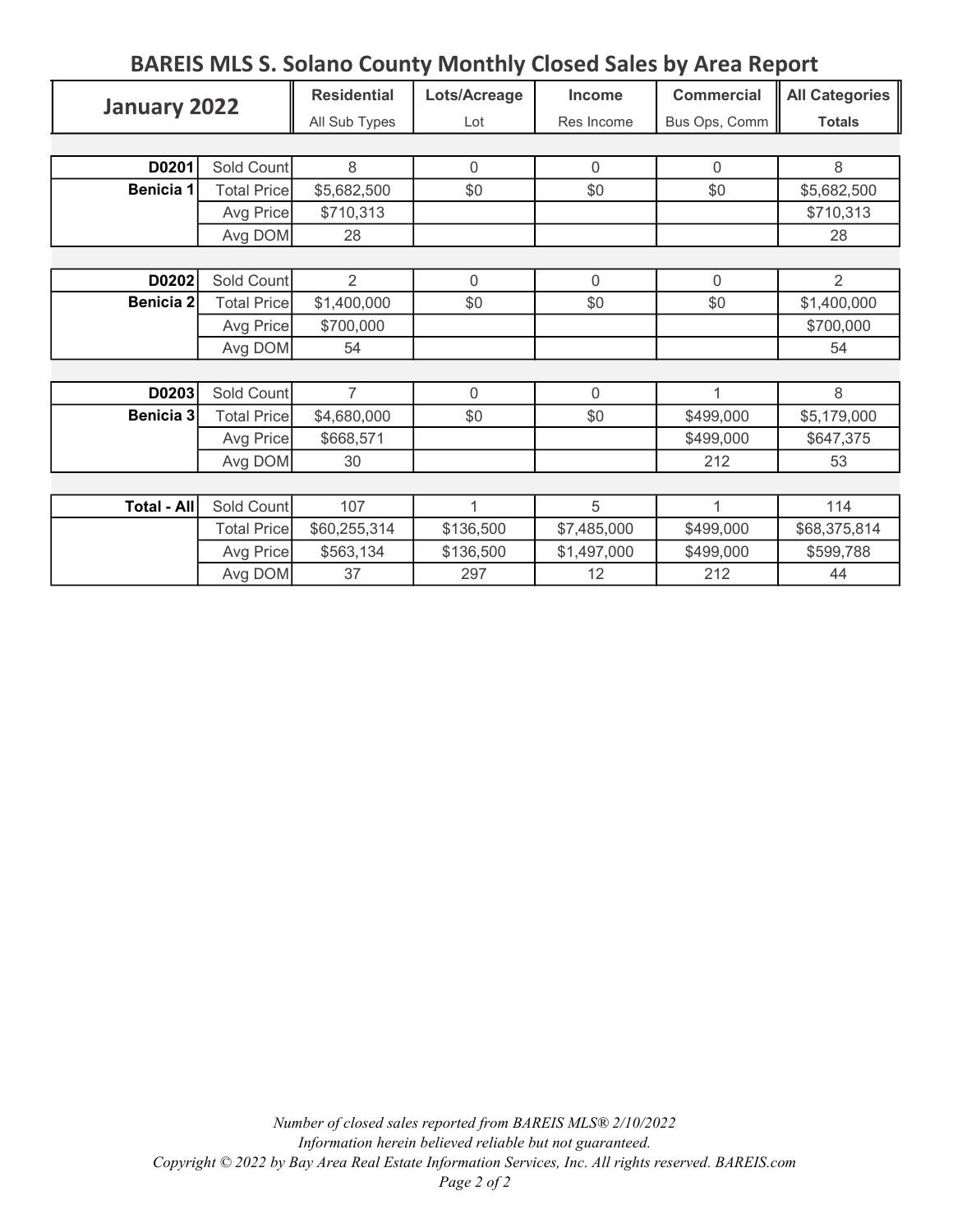# BAREIS MLS S. Solano County Monthly Closed Sales by Area Report

| January 2022 | | Residential<br>All Sub Types | Lots/Acreage<br>Lot | Income<br>Res Income | Commercial<br>Bus Ops, Comm | All Categories<br>Totals |
|---|---|---|---|---|---|---|
| **D0201** | Sold Count | 8 | 0 | 0 | 0 | 8 |
| **Benicia 1** | Total Price | $5,682,500 | $0 | $0 | $0 | $5,682,500 |
| | Avg Price | $710,313 | | | | $710,313 |
| | Avg DOM | 28 | | | | 28 |
| **D0202** | Sold Count | 2 | 0 | 0 | 0 | 2 |
| **Benicia 2** | Total Price | $1,400,000 | $0 | $0 | $0 | $1,400,000 |
| | Avg Price | $700,000 | | | | $700,000 |
| | Avg DOM | 54 | | | | 54 |
| **D0203** | Sold Count | 7 | 0 | 0 | 1 | 8 |
| **Benicia 3** | Total Price | $4,680,000 | $0 | $0 | $499,000 | $5,179,000 |
| | Avg Price | $668,571 | | | $499,000 | $647,375 |
| | Avg DOM | 30 | | | 212 | 53 |
| **Total - All** | Sold Count | 107 | 1 | 5 | 1 | 114 |
| | Total Price | $60,255,314 | $136,500 | $7,485,000 | $499,000 | $68,375,814 |
| | Avg Price | $563,134 | $136,500 | $1,497,000 | $499,000 | $599,788 |
| | Avg DOM | 37 | 297 | 12 | 212 | 44 |

*Number of closed sales reported from BAREIS MLS® 2/10/2022*
*Information herein believed reliable but not guaranteed.*
*Copyright © 2022 by Bay Area Real Estate Information Services, Inc. All rights reserved. BAREIS.com*